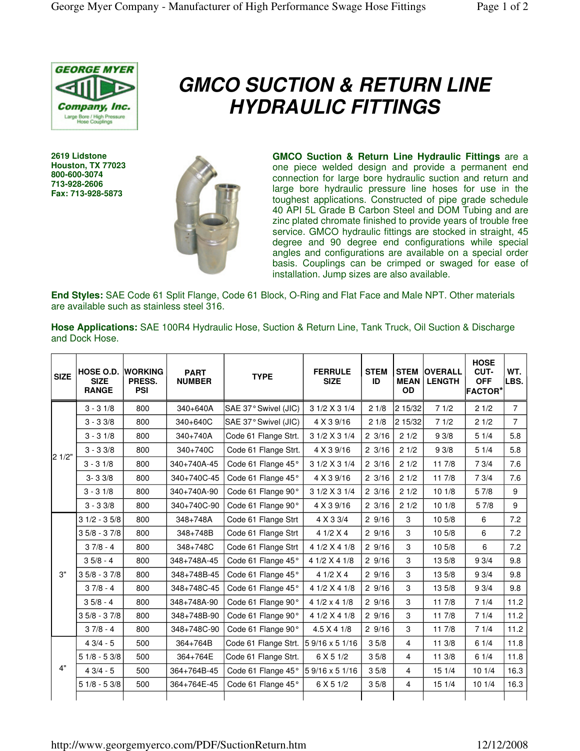# GMCO SUCTION & RETURN LINE HYDRAULIC FITTINGS

**GEORGE MYER Company, Inc.**
Large Bore / High Pressure Hose Couplings

**2619 Lidstone**
**Houston, TX 77023**
**800-600-3074**
**713-928-2606**
**Fax: 713-928-5873**

**GMCO Suction & Return Line Hydraulic Fittings** are a one piece welded design and provide a permanent end connection for large bore hydraulic suction and return and large bore hydraulic pressure line hoses for use in the toughest applications. Constructed of pipe grade schedule 40 API 5L Grade B Carbon Steel and DOM Tubing and are zinc plated chromate finished to provide years of trouble free service. GMCO hydraulic fittings are stocked in straight, 45 degree and 90 degree end configurations while special angles and configurations are available on a special order basis. Couplings can be crimped or swaged for ease of installation. Jump sizes are also available.

**End Styles:** SAE Code 61 Split Flange, Code 61 Block, O-Ring and Flat Face and Male NPT. Other materials are available such as stainless steel 316.

**Hose Applications:** SAE 100R4 Hydraulic Hose, Suction & Return Line, Tank Truck, Oil Suction & Discharge and Dock Hose.

| SIZE | HOSE O.D. SIZE RANGE | WORKING PRESS. PSI | PART NUMBER | TYPE | FERRULE SIZE | STEM ID | STEM MEAN OD | OVERALL LENGTH | HOSE CUT-OFF FACTOR* | WT. LBS. |
|---|---|---|---|---|---|---|---|---|---|---|
| 2 1/2" | 3 - 3 1/8 | 800 | 340+640A | SAE 37° Swivel (JIC) | 3 1/2 X 3 1/4 | 2 1/8 | 2 15/32 | 7 1/2 | 2 1/2 | 7 |
| | 3 - 3 3/8 | 800 | 340+640C | SAE 37° Swivel (JIC) | 4 X 3 9/16 | 2 1/8 | 2 15/32 | 7 1/2 | 2 1/2 | 7 |
| | 3 - 3 1/8 | 800 | 340+740A | Code 61 Flange Strt. | 3 1/2 X 3 1/4 | 2 3/16 | 2 1/2 | 9 3/8 | 5 1/4 | 5.8 |
| | 3 - 3 3/8 | 800 | 340+740C | Code 61 Flange Strt. | 4 X 3 9/16 | 2 3/16 | 2 1/2 | 9 3/8 | 5 1/4 | 5.8 |
| | 3 - 3 1/8 | 800 | 340+740A-45 | Code 61 Flange 45° | 3 1/2 X 3 1/4 | 2 3/16 | 2 1/2 | 11 7/8 | 7 3/4 | 7.6 |
| | 3- 3 3/8 | 800 | 340+740C-45 | Code 61 Flange 45° | 4 X 3 9/16 | 2 3/16 | 2 1/2 | 11 7/8 | 7 3/4 | 7.6 |
| | 3 - 3 1/8 | 800 | 340+740A-90 | Code 61 Flange 90° | 3 1/2 X 3 1/4 | 2 3/16 | 2 1/2 | 10 1/8 | 5 7/8 | 9 |
| | 3 - 3 3/8 | 800 | 340+740C-90 | Code 61 Flange 90° | 4 X 3 9/16 | 2 3/16 | 2 1/2 | 10 1/8 | 5 7/8 | 9 |
| 3" | 3 1/2 - 3 5/8 | 800 | 348+748A | Code 61 Flange Strt | 4 X 3 3/4 | 2 9/16 | 3 | 10 5/8 | 6 | 7.2 |
| | 3 5/8 - 3 7/8 | 800 | 348+748B | Code 61 Flange Strt | 4 1/2 X 4 | 2 9/16 | 3 | 10 5/8 | 6 | 7.2 |
| | 3 7/8 - 4 | 800 | 348+748C | Code 61 Flange Strt | 4 1/2 X 4 1/8 | 2 9/16 | 3 | 10 5/8 | 6 | 7.2 |
| | 3 5/8 - 4 | 800 | 348+748A-45 | Code 61 Flange 45° | 4 1/2 X 4 1/8 | 2 9/16 | 3 | 13 5/8 | 9 3/4 | 9.8 |
| | 3 5/8 - 3 7/8 | 800 | 348+748B-45 | Code 61 Flange 45° | 4 1/2 X 4 | 2 9/16 | 3 | 13 5/8 | 9 3/4 | 9.8 |
| | 3 7/8 - 4 | 800 | 348+748C-45 | Code 61 Flange 45° | 4 1/2 X 4 1/8 | 2 9/16 | 3 | 13 5/8 | 9 3/4 | 9.8 |
| | 3 5/8 - 4 | 800 | 348+748A-90 | Code 61 Flange 90° | 4 1/2 x 4 1/8 | 2 9/16 | 3 | 11 7/8 | 7 1/4 | 11.2 |
| | 3 5/8 - 3 7/8 | 800 | 348+748B-90 | Code 61 Flange 90° | 4 1/2 X 4 1/8 | 2 9/16 | 3 | 11 7/8 | 7 1/4 | 11.2 |
| | 3 7/8 - 4 | 800 | 348+748C-90 | Code 61 Flange 90° | 4.5 X 4 1/8 | 2 9/16 | 3 | 11 7/8 | 7 1/4 | 11.2 |
| 4" | 4 3/4 - 5 | 500 | 364+764B | Code 61 Flange Strt. | 5 9/16 x 5 1/16 | 3 5/8 | 4 | 11 3/8 | 6 1/4 | 11.8 |
| | 5 1/8 - 5 3/8 | 500 | 364+764E | Code 61 Flange Strt. | 6 X 5 1/2 | 3 5/8 | 4 | 11 3/8 | 6 1/4 | 11.8 |
| | 4 3/4 - 5 | 500 | 364+764B-45 | Code 61 Flange 45° | 5 9/16 x 5 1/16 | 3 5/8 | 4 | 15 1/4 | 10 1/4 | 16.3 |
| | 5 1/8 - 5 3/8 | 500 | 364+764E-45 | Code 61 Flange 45° | 6 X 5 1/2 | 3 5/8 | 4 | 15 1/4 | 10 1/4 | 16.3 |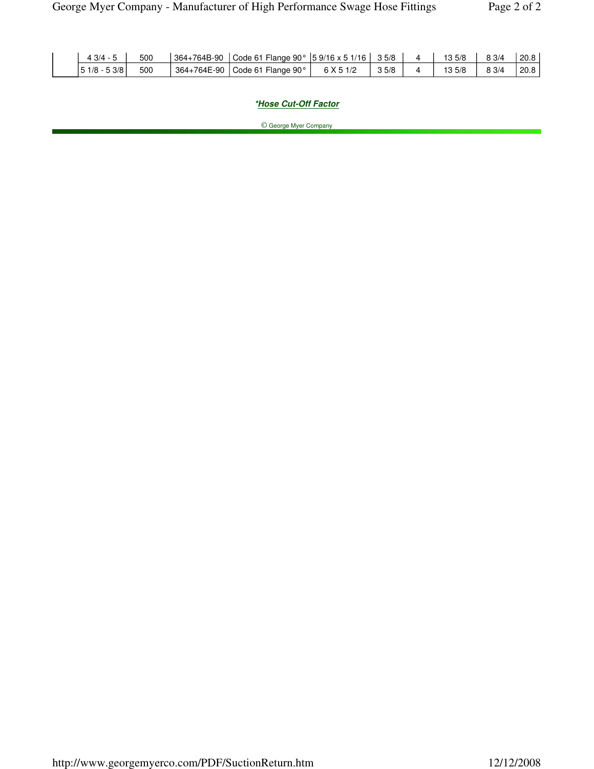| | | | | | | | | | |
|---|---|---|---|---|---|---|---|---|---|
| | 4 3/4 - 5 | 500 | 364+764B-90 | Code 61 Flange 90° | 5 9/16 x 5 1/16 | 3 5/8 | 4 | 13 5/8 | 8 3/4 | 20.8 |
| | 5 1/8 - 5 3/8 | 500 | 364+764E-90 | Code 61 Flange 90° | 6 X 5 1/2 | 3 5/8 | 4 | 13 5/8 | 8 3/4 | 20.8 |

***Hose Cut-Off Factor***

© George Myer Company